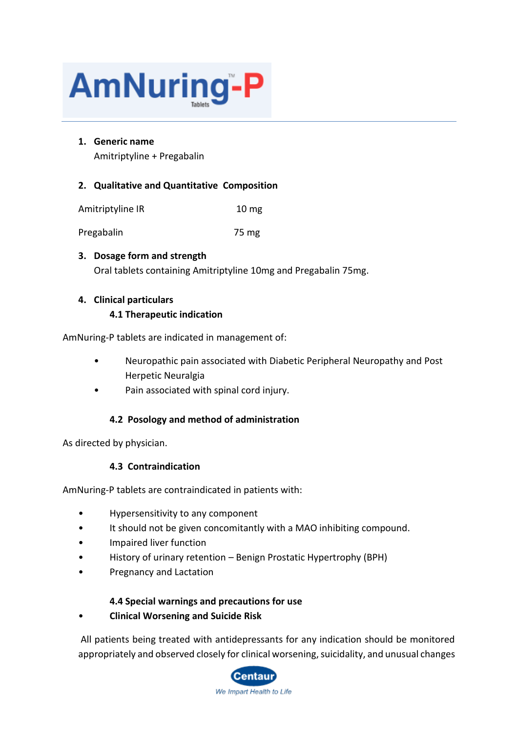# AmNuring™-P Tablets

1. **Generic name**

   Amitriptyline + Pregabalin

2. **Qualitative and Quantitative Composition**

| | |
|---|---|
| Amitriptyline IR | 10 mg |
| Pregabalin | 75 mg |

3. **Dosage form and strength**

   Oral tablets containing Amitriptyline 10mg and Pregabalin 75mg.

4. **Clinical particulars**

### 4.1 Therapeutic indication

AmNuring-P tablets are indicated in management of:

- Neuropathic pain associated with Diabetic Peripheral Neuropathy and Post Herpetic Neuralgia
- Pain associated with spinal cord injury.

### 4.2 Posology and method of administration

As directed by physician.

### 4.3 Contraindication

AmNuring-P tablets are contraindicated in patients with:

- Hypersensitivity to any component
- It should not be given concomitantly with a MAO inhibiting compound.
- Impaired liver function
- History of urinary retention – Benign Prostatic Hypertrophy (BPH)
- Pregnancy and Lactation

### 4.4 Special warnings and precautions for use

- **Clinical Worsening and Suicide Risk**

All patients being treated with antidepressants for any indication should be monitored appropriately and observed closely for clinical worsening, suicidality, and unusual changes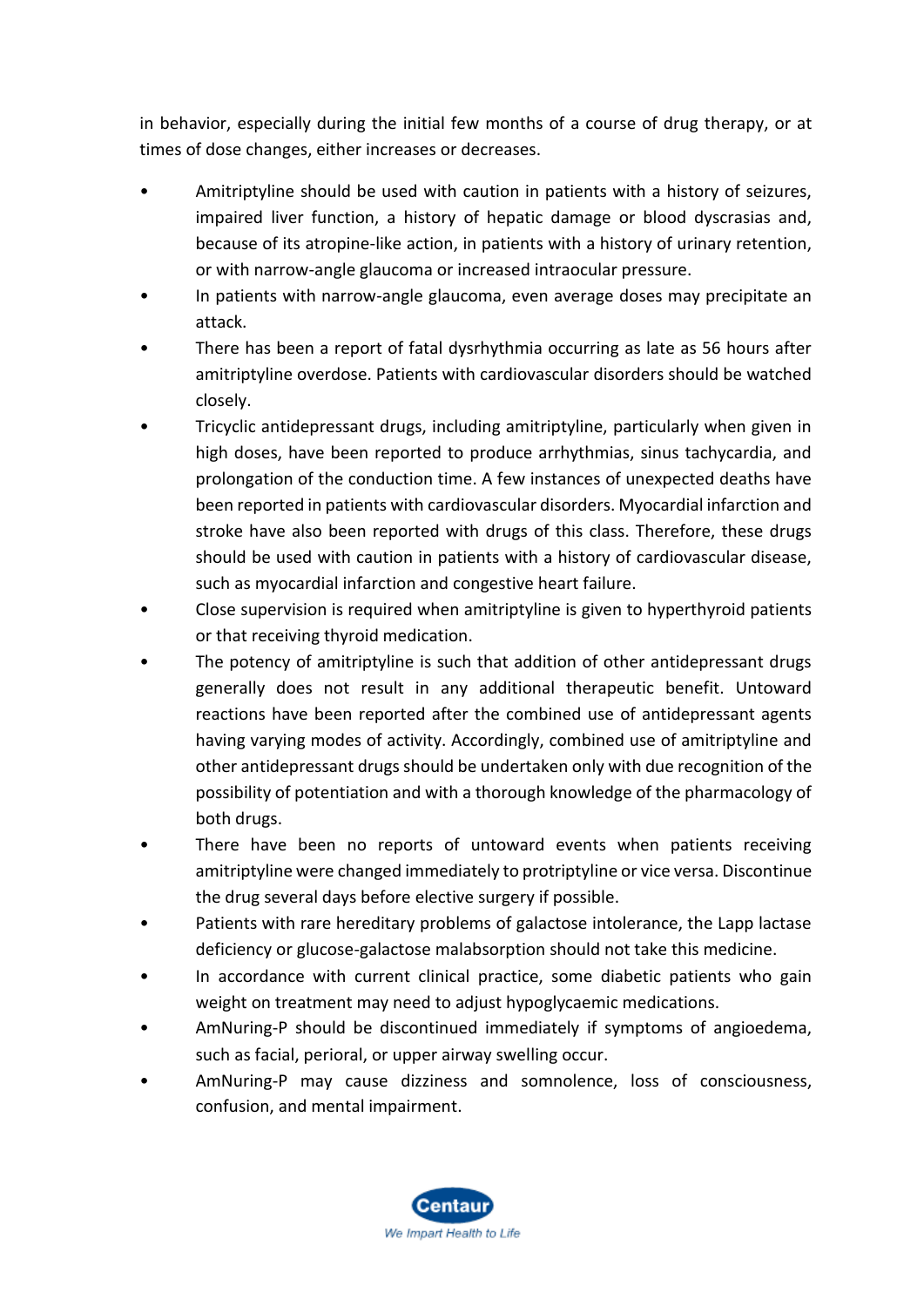in behavior, especially during the initial few months of a course of drug therapy, or at times of dose changes, either increases or decreases.

- Amitriptyline should be used with caution in patients with a history of seizures, impaired liver function, a history of hepatic damage or blood dyscrasias and, because of its atropine-like action, in patients with a history of urinary retention, or with narrow-angle glaucoma or increased intraocular pressure.
- In patients with narrow-angle glaucoma, even average doses may precipitate an attack.
- There has been a report of fatal dysrhythmia occurring as late as 56 hours after amitriptyline overdose. Patients with cardiovascular disorders should be watched closely.
- Tricyclic antidepressant drugs, including amitriptyline, particularly when given in high doses, have been reported to produce arrhythmias, sinus tachycardia, and prolongation of the conduction time. A few instances of unexpected deaths have been reported in patients with cardiovascular disorders. Myocardial infarction and stroke have also been reported with drugs of this class. Therefore, these drugs should be used with caution in patients with a history of cardiovascular disease, such as myocardial infarction and congestive heart failure.
- Close supervision is required when amitriptyline is given to hyperthyroid patients or that receiving thyroid medication.
- The potency of amitriptyline is such that addition of other antidepressant drugs generally does not result in any additional therapeutic benefit. Untoward reactions have been reported after the combined use of antidepressant agents having varying modes of activity. Accordingly, combined use of amitriptyline and other antidepressant drugs should be undertaken only with due recognition of the possibility of potentiation and with a thorough knowledge of the pharmacology of both drugs.
- There have been no reports of untoward events when patients receiving amitriptyline were changed immediately to protriptyline or vice versa. Discontinue the drug several days before elective surgery if possible.
- Patients with rare hereditary problems of galactose intolerance, the Lapp lactase deficiency or glucose-galactose malabsorption should not take this medicine.
- In accordance with current clinical practice, some diabetic patients who gain weight on treatment may need to adjust hypoglycaemic medications.
- AmNuring-P should be discontinued immediately if symptoms of angioedema, such as facial, perioral, or upper airway swelling occur.
- AmNuring-P may cause dizziness and somnolence, loss of consciousness, confusion, and mental impairment.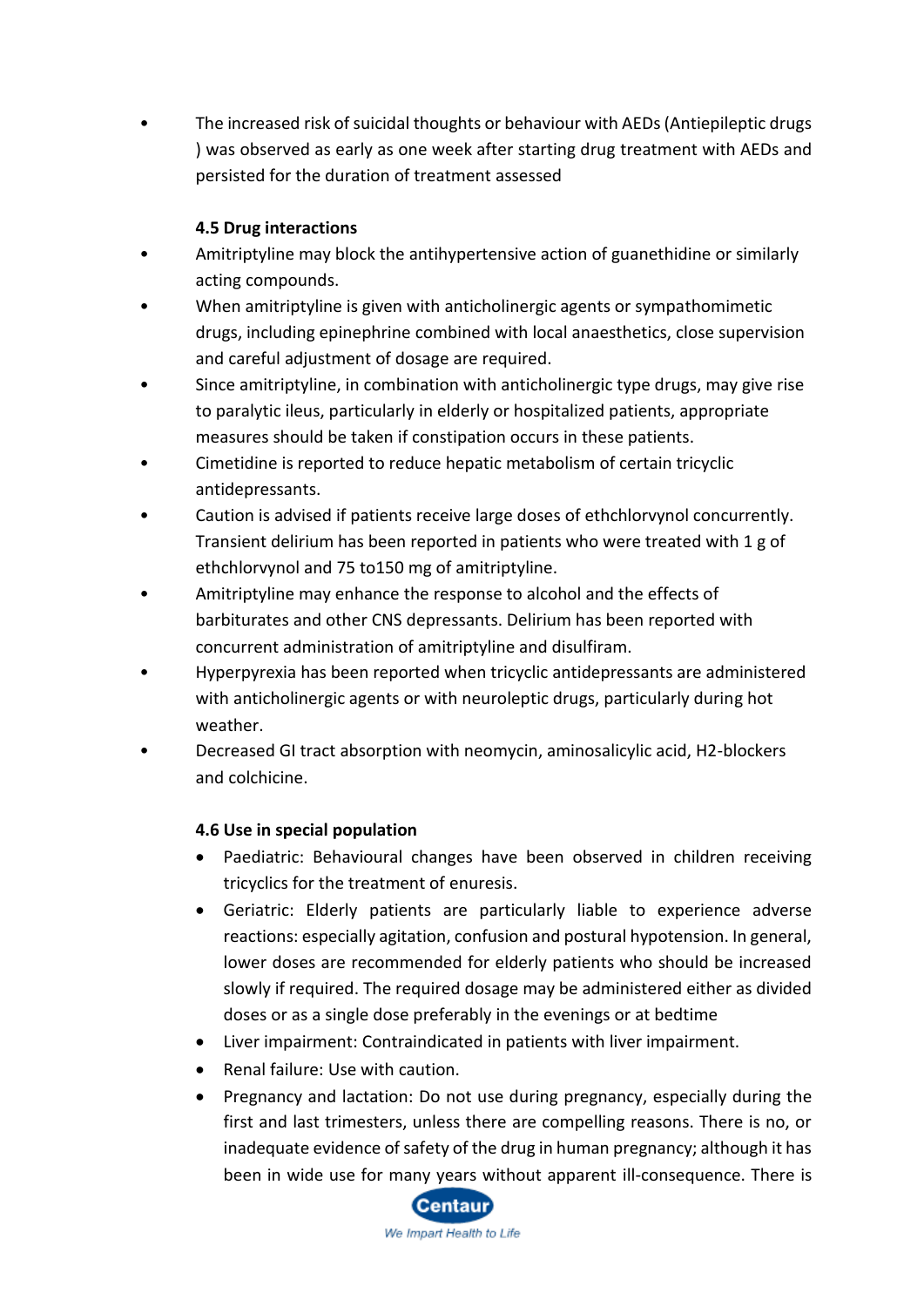- The increased risk of suicidal thoughts or behaviour with AEDs (Antiepileptic drugs ) was observed as early as one week after starting drug treatment with AEDs and persisted for the duration of treatment assessed

### 4.5 Drug interactions

- Amitriptyline may block the antihypertensive action of guanethidine or similarly acting compounds.
- When amitriptyline is given with anticholinergic agents or sympathomimetic drugs, including epinephrine combined with local anaesthetics, close supervision and careful adjustment of dosage are required.
- Since amitriptyline, in combination with anticholinergic type drugs, may give rise to paralytic ileus, particularly in elderly or hospitalized patients, appropriate measures should be taken if constipation occurs in these patients.
- Cimetidine is reported to reduce hepatic metabolism of certain tricyclic antidepressants.
- Caution is advised if patients receive large doses of ethchlorvynol concurrently. Transient delirium has been reported in patients who were treated with 1 g of ethchlorvynol and 75 to150 mg of amitriptyline.
- Amitriptyline may enhance the response to alcohol and the effects of barbiturates and other CNS depressants. Delirium has been reported with concurrent administration of amitriptyline and disulfiram.
- Hyperpyrexia has been reported when tricyclic antidepressants are administered with anticholinergic agents or with neuroleptic drugs, particularly during hot weather.
- Decreased GI tract absorption with neomycin, aminosalicylic acid, H2-blockers and colchicine.

### 4.6 Use in special population

- Paediatric: Behavioural changes have been observed in children receiving tricyclics for the treatment of enuresis.
- Geriatric: Elderly patients are particularly liable to experience adverse reactions: especially agitation, confusion and postural hypotension. In general, lower doses are recommended for elderly patients who should be increased slowly if required. The required dosage may be administered either as divided doses or as a single dose preferably in the evenings or at bedtime
- Liver impairment: Contraindicated in patients with liver impairment.
- Renal failure: Use with caution.
- Pregnancy and lactation: Do not use during pregnancy, especially during the first and last trimesters, unless there are compelling reasons. There is no, or inadequate evidence of safety of the drug in human pregnancy; although it has been in wide use for many years without apparent ill-consequence. There is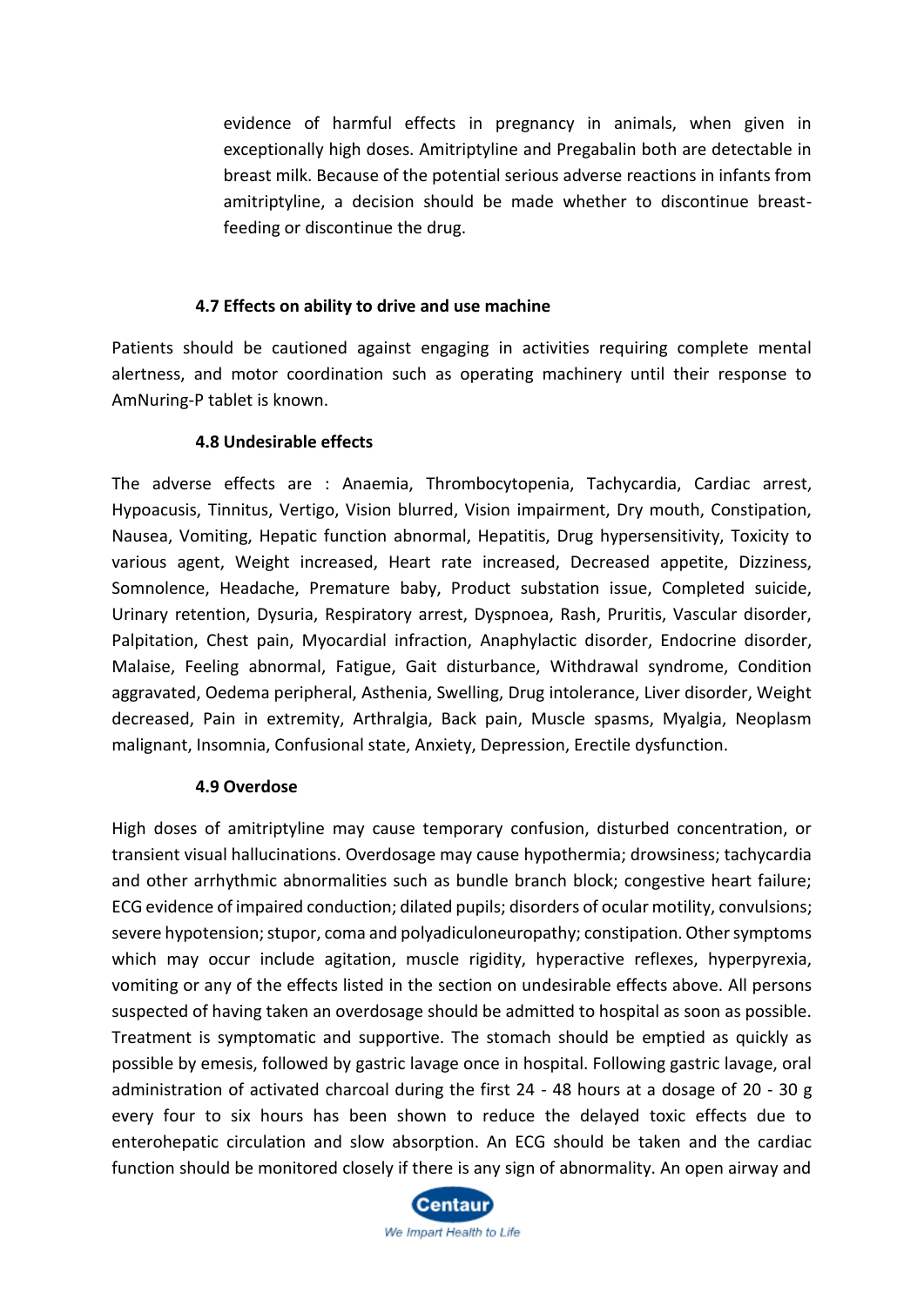evidence of harmful effects in pregnancy in animals, when given in exceptionally high doses. Amitriptyline and Pregabalin both are detectable in breast milk. Because of the potential serious adverse reactions in infants from amitriptyline, a decision should be made whether to discontinue breast-feeding or discontinue the drug.

### 4.7 Effects on ability to drive and use machine

Patients should be cautioned against engaging in activities requiring complete mental alertness, and motor coordination such as operating machinery until their response to AmNuring-P tablet is known.

### 4.8 Undesirable effects

The adverse effects are : Anaemia, Thrombocytopenia, Tachycardia, Cardiac arrest, Hypoacusis, Tinnitus, Vertigo, Vision blurred, Vision impairment, Dry mouth, Constipation, Nausea, Vomiting, Hepatic function abnormal, Hepatitis, Drug hypersensitivity, Toxicity to various agent, Weight increased, Heart rate increased, Decreased appetite, Dizziness, Somnolence, Headache, Premature baby, Product substation issue, Completed suicide, Urinary retention, Dysuria, Respiratory arrest, Dyspnoea, Rash, Pruritis, Vascular disorder, Palpitation, Chest pain, Myocardial infraction, Anaphylactic disorder, Endocrine disorder, Malaise, Feeling abnormal, Fatigue, Gait disturbance, Withdrawal syndrome, Condition aggravated, Oedema peripheral, Asthenia, Swelling, Drug intolerance, Liver disorder, Weight decreased, Pain in extremity, Arthralgia, Back pain, Muscle spasms, Myalgia, Neoplasm malignant, Insomnia, Confusional state, Anxiety, Depression, Erectile dysfunction.

### 4.9 Overdose

High doses of amitriptyline may cause temporary confusion, disturbed concentration, or transient visual hallucinations. Overdosage may cause hypothermia; drowsiness; tachycardia and other arrhythmic abnormalities such as bundle branch block; congestive heart failure; ECG evidence of impaired conduction; dilated pupils; disorders of ocular motility, convulsions; severe hypotension; stupor, coma and polyadiculoneuropathy; constipation. Other symptoms which may occur include agitation, muscle rigidity, hyperactive reflexes, hyperpyrexia, vomiting or any of the effects listed in the section on undesirable effects above. All persons suspected of having taken an overdosage should be admitted to hospital as soon as possible. Treatment is symptomatic and supportive. The stomach should be emptied as quickly as possible by emesis, followed by gastric lavage once in hospital. Following gastric lavage, oral administration of activated charcoal during the first 24 - 48 hours at a dosage of 20 - 30 g every four to six hours has been shown to reduce the delayed toxic effects due to enterohepatic circulation and slow absorption. An ECG should be taken and the cardiac function should be monitored closely if there is any sign of abnormality. An open airway and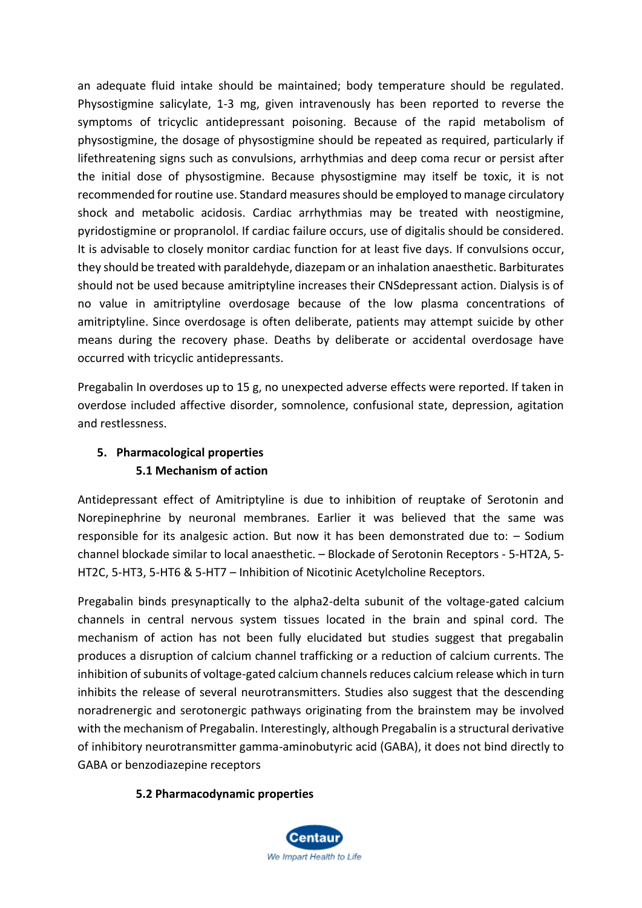an adequate fluid intake should be maintained; body temperature should be regulated. Physostigmine salicylate, 1-3 mg, given intravenously has been reported to reverse the symptoms of tricyclic antidepressant poisoning. Because of the rapid metabolism of physostigmine, the dosage of physostigmine should be repeated as required, particularly if lifethreatening signs such as convulsions, arrhythmias and deep coma recur or persist after the initial dose of physostigmine. Because physostigmine may itself be toxic, it is not recommended for routine use. Standard measures should be employed to manage circulatory shock and metabolic acidosis. Cardiac arrhythmias may be treated with neostigmine, pyridostigmine or propranolol. If cardiac failure occurs, use of digitalis should be considered. It is advisable to closely monitor cardiac function for at least five days. If convulsions occur, they should be treated with paraldehyde, diazepam or an inhalation anaesthetic. Barbiturates should not be used because amitriptyline increases their CNSdepressant action. Dialysis is of no value in amitriptyline overdosage because of the low plasma concentrations of amitriptyline. Since overdosage is often deliberate, patients may attempt suicide by other means during the recovery phase. Deaths by deliberate or accidental overdosage have occurred with tricyclic antidepressants.

Pregabalin In overdoses up to 15 g, no unexpected adverse effects were reported. If taken in overdose included affective disorder, somnolence, confusional state, depression, agitation and restlessness.

## 5. Pharmacological properties

### 5.1 Mechanism of action

Antidepressant effect of Amitriptyline is due to inhibition of reuptake of Serotonin and Norepinephrine by neuronal membranes. Earlier it was believed that the same was responsible for its analgesic action. But now it has been demonstrated due to: – Sodium channel blockade similar to local anaesthetic. – Blockade of Serotonin Receptors - 5-HT2A, 5-HT2C, 5-HT3, 5-HT6 & 5-HT7 – Inhibition of Nicotinic Acetylcholine Receptors.

Pregabalin binds presynaptically to the alpha2-delta subunit of the voltage-gated calcium channels in central nervous system tissues located in the brain and spinal cord. The mechanism of action has not been fully elucidated but studies suggest that pregabalin produces a disruption of calcium channel trafficking or a reduction of calcium currents. The inhibition of subunits of voltage-gated calcium channels reduces calcium release which in turn inhibits the release of several neurotransmitters. Studies also suggest that the descending noradrenergic and serotonergic pathways originating from the brainstem may be involved with the mechanism of Pregabalin. Interestingly, although Pregabalin is a structural derivative of inhibitory neurotransmitter gamma-aminobutyric acid (GABA), it does not bind directly to GABA or benzodiazepine receptors

### 5.2 Pharmacodynamic properties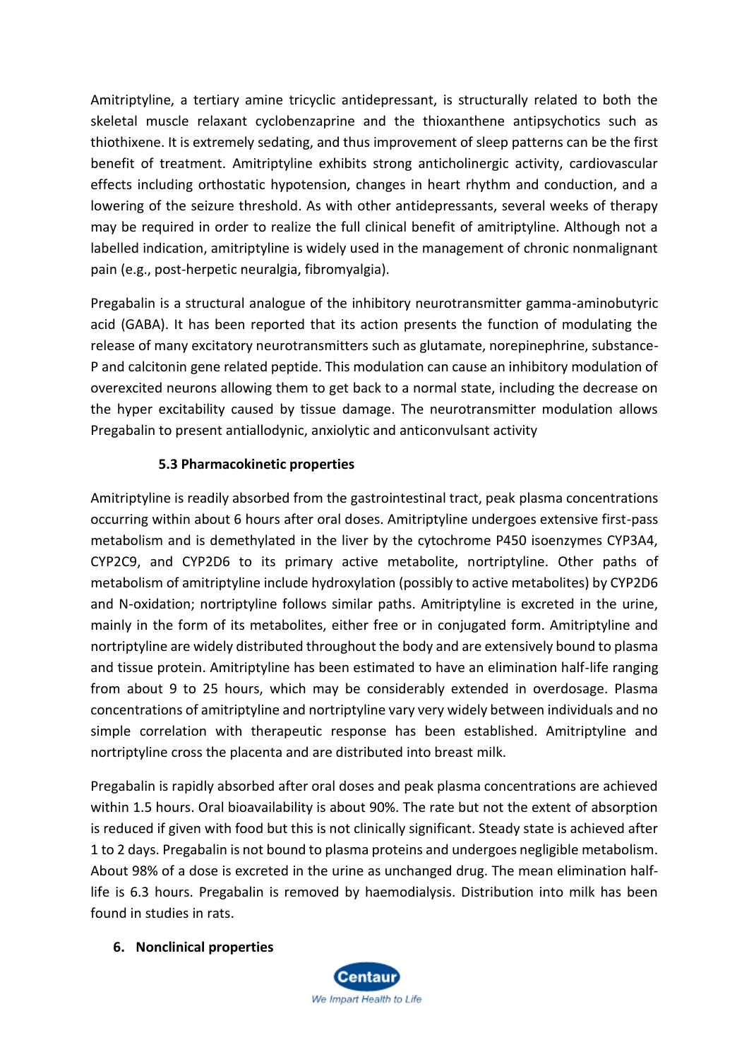Amitriptyline, a tertiary amine tricyclic antidepressant, is structurally related to both the skeletal muscle relaxant cyclobenzaprine and the thioxanthene antipsychotics such as thiothixene. It is extremely sedating, and thus improvement of sleep patterns can be the first benefit of treatment. Amitriptyline exhibits strong anticholinergic activity, cardiovascular effects including orthostatic hypotension, changes in heart rhythm and conduction, and a lowering of the seizure threshold. As with other antidepressants, several weeks of therapy may be required in order to realize the full clinical benefit of amitriptyline. Although not a labelled indication, amitriptyline is widely used in the management of chronic nonmalignant pain (e.g., post-herpetic neuralgia, fibromyalgia).

Pregabalin is a structural analogue of the inhibitory neurotransmitter gamma-aminobutyric acid (GABA). It has been reported that its action presents the function of modulating the release of many excitatory neurotransmitters such as glutamate, norepinephrine, substance-P and calcitonin gene related peptide. This modulation can cause an inhibitory modulation of overexcited neurons allowing them to get back to a normal state, including the decrease on the hyper excitability caused by tissue damage. The neurotransmitter modulation allows Pregabalin to present antiallodynic, anxiolytic and anticonvulsant activity

### 5.3 Pharmacokinetic properties

Amitriptyline is readily absorbed from the gastrointestinal tract, peak plasma concentrations occurring within about 6 hours after oral doses. Amitriptyline undergoes extensive first-pass metabolism and is demethylated in the liver by the cytochrome P450 isoenzymes CYP3A4, CYP2C9, and CYP2D6 to its primary active metabolite, nortriptyline. Other paths of metabolism of amitriptyline include hydroxylation (possibly to active metabolites) by CYP2D6 and N-oxidation; nortriptyline follows similar paths. Amitriptyline is excreted in the urine, mainly in the form of its metabolites, either free or in conjugated form. Amitriptyline and nortriptyline are widely distributed throughout the body and are extensively bound to plasma and tissue protein. Amitriptyline has been estimated to have an elimination half-life ranging from about 9 to 25 hours, which may be considerably extended in overdosage. Plasma concentrations of amitriptyline and nortriptyline vary very widely between individuals and no simple correlation with therapeutic response has been established. Amitriptyline and nortriptyline cross the placenta and are distributed into breast milk.

Pregabalin is rapidly absorbed after oral doses and peak plasma concentrations are achieved within 1.5 hours. Oral bioavailability is about 90%. The rate but not the extent of absorption is reduced if given with food but this is not clinically significant. Steady state is achieved after 1 to 2 days. Pregabalin is not bound to plasma proteins and undergoes negligible metabolism. About 98% of a dose is excreted in the urine as unchanged drug. The mean elimination half-life is 6.3 hours. Pregabalin is removed by haemodialysis. Distribution into milk has been found in studies in rats.

## 6. Nonclinical properties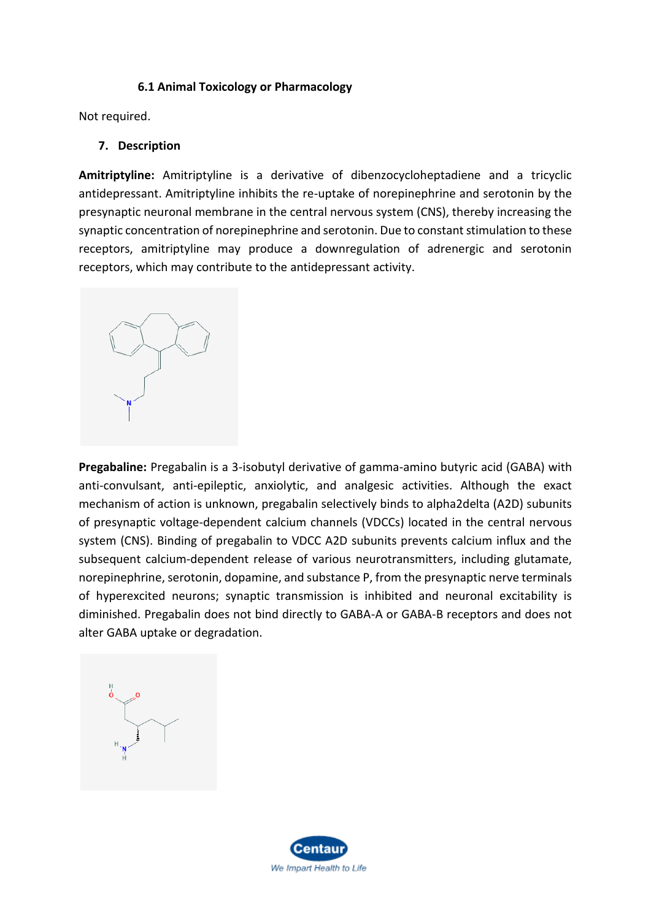### 6.1 Animal Toxicology or Pharmacology

Not required.

## 7. Description

**Amitriptyline:** Amitriptyline is a derivative of dibenzocycloheptadiene and a tricyclic antidepressant. Amitriptyline inhibits the re-uptake of norepinephrine and serotonin by the presynaptic neuronal membrane in the central nervous system (CNS), thereby increasing the synaptic concentration of norepinephrine and serotonin. Due to constant stimulation to these receptors, amitriptyline may produce a downregulation of adrenergic and serotonin receptors, which may contribute to the antidepressant activity.

**Pregabaline:** Pregabalin is a 3-isobutyl derivative of gamma-amino butyric acid (GABA) with anti-convulsant, anti-epileptic, anxiolytic, and analgesic activities. Although the exact mechanism of action is unknown, pregabalin selectively binds to alpha2delta (A2D) subunits of presynaptic voltage-dependent calcium channels (VDCCs) located in the central nervous system (CNS). Binding of pregabalin to VDCC A2D subunits prevents calcium influx and the subsequent calcium-dependent release of various neurotransmitters, including glutamate, norepinephrine, serotonin, dopamine, and substance P, from the presynaptic nerve terminals of hyperexcited neurons; synaptic transmission is inhibited and neuronal excitability is diminished. Pregabalin does not bind directly to GABA-A or GABA-B receptors and does not alter GABA uptake or degradation.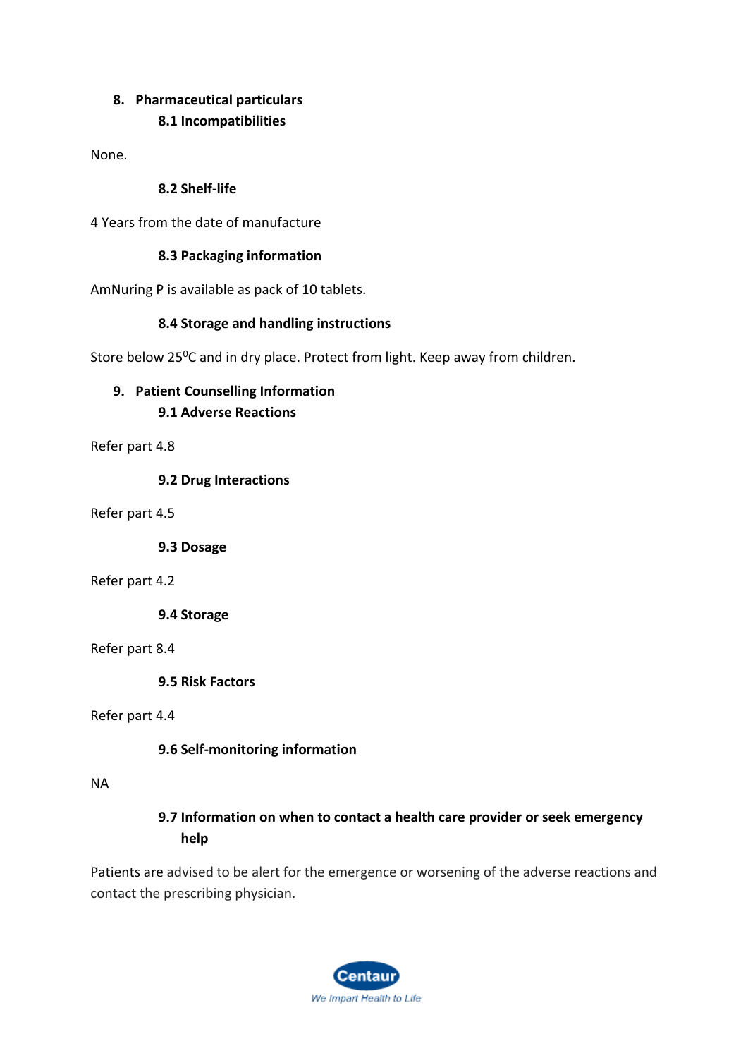## 8. Pharmaceutical particulars

### 8.1 Incompatibilities

None.

### 8.2 Shelf-life

4 Years from the date of manufacture

### 8.3 Packaging information

AmNuring P is available as pack of 10 tablets.

### 8.4 Storage and handling instructions

Store below $25^0$C and in dry place. Protect from light. Keep away from children.

## 9. Patient Counselling Information

### 9.1 Adverse Reactions

Refer part 4.8

### 9.2 Drug Interactions

Refer part 4.5

### 9.3 Dosage

Refer part 4.2

### 9.4 Storage

Refer part 8.4

### 9.5 Risk Factors

Refer part 4.4

### 9.6 Self-monitoring information

NA

### 9.7 Information on when to contact a health care provider or seek emergency help

Patients are advised to be alert for the emergence or worsening of the adverse reactions and contact the prescribing physician.

Centaur
We Impart Health to Life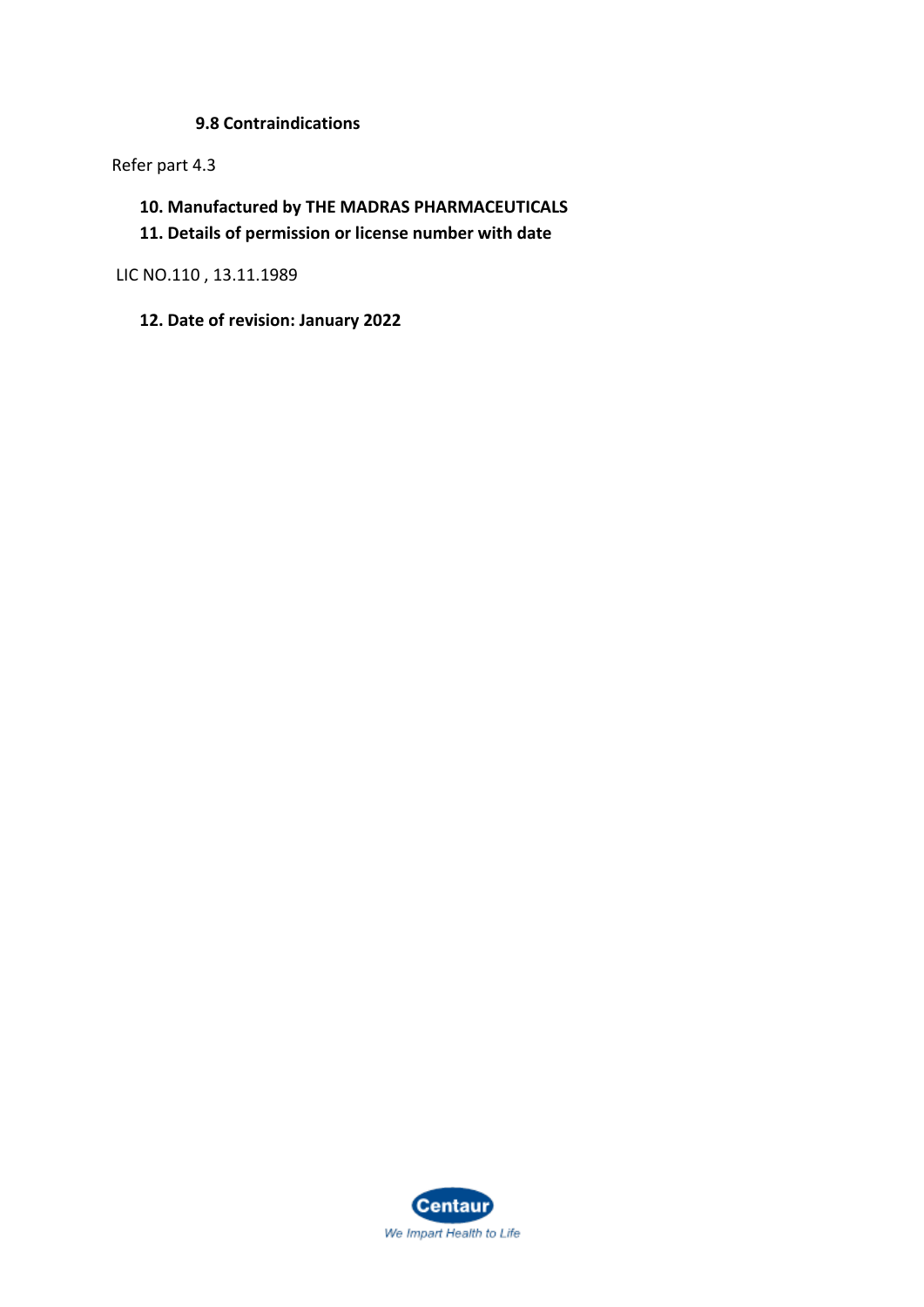### 9.8 Contraindications

Refer part 4.3

**10. Manufactured by THE MADRAS PHARMACEUTICALS**

**11. Details of permission or license number with date**

LIC NO.110 , 13.11.1989

**12. Date of revision: January 2022**